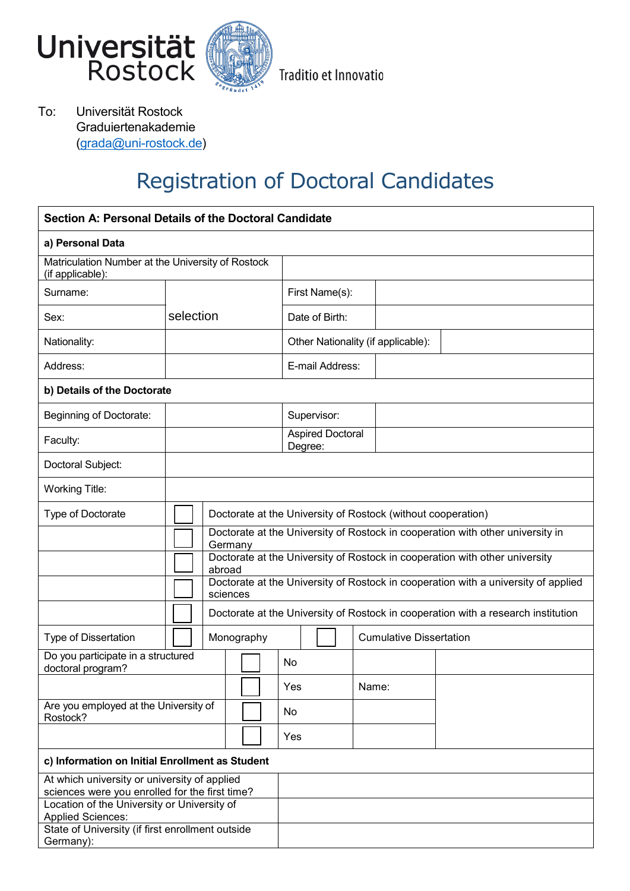Universität Rostock

Traditio et Innovatio

To: Universität Rostock
Graduiertenakademie
(grada@uni-rostock.de)

# Registration of Doctoral Candidates

| **Section A: Personal Details of the Doctoral Candidate** | | | |
|---|---|---|---|
| **a) Personal Data** | | | |
| Matriculation Number at the University of Rostock (if applicable): | | | |
| Surname: | | First Name(s): | |
| Sex: | selection | Date of Birth: | |
| Nationality: | | Other Nationality (if applicable): | |
| Address: | | E-mail Address: | |
| **b) Details of the Doctorate** | | | |
| Beginning of Doctorate: | | Supervisor: | |
| Faculty: | | Aspired Doctoral Degree: | |
| Doctoral Subject: | | | |
| Working Title: | | | |

| Type of Doctorate | ☐ | Doctorate at the University of Rostock (without cooperation) |
|---|---|---|
| | ☐ | Doctorate at the University of Rostock in cooperation with other university in Germany |
| | ☐ | Doctorate at the University of Rostock in cooperation with other university abroad |
| | ☐ | Doctorate at the University of Rostock in cooperation with a university of applied sciences |
| | ☐ | Doctorate at the University of Rostock in cooperation with a research institution |

| Type of Dissertation | ☐ | Monography | ☐ | Cumulative Dissertation |
|---|---|---|---|---|

| Do you participate in a structured doctoral program? | ☐ | No | | |
|---|---|---|---|---|
| | ☐ | Yes | Name: | |
| Are you employed at the University of Rostock? | ☐ | No | | |
| | ☐ | Yes | | |

| **c) Information on Initial Enrollment as Student** | |
|---|---|
| At which university or university of applied sciences were you enrolled for the first time? | |
| Location of the University or University of Applied Sciences: | |
| State of University (if first enrollment outside Germany): | |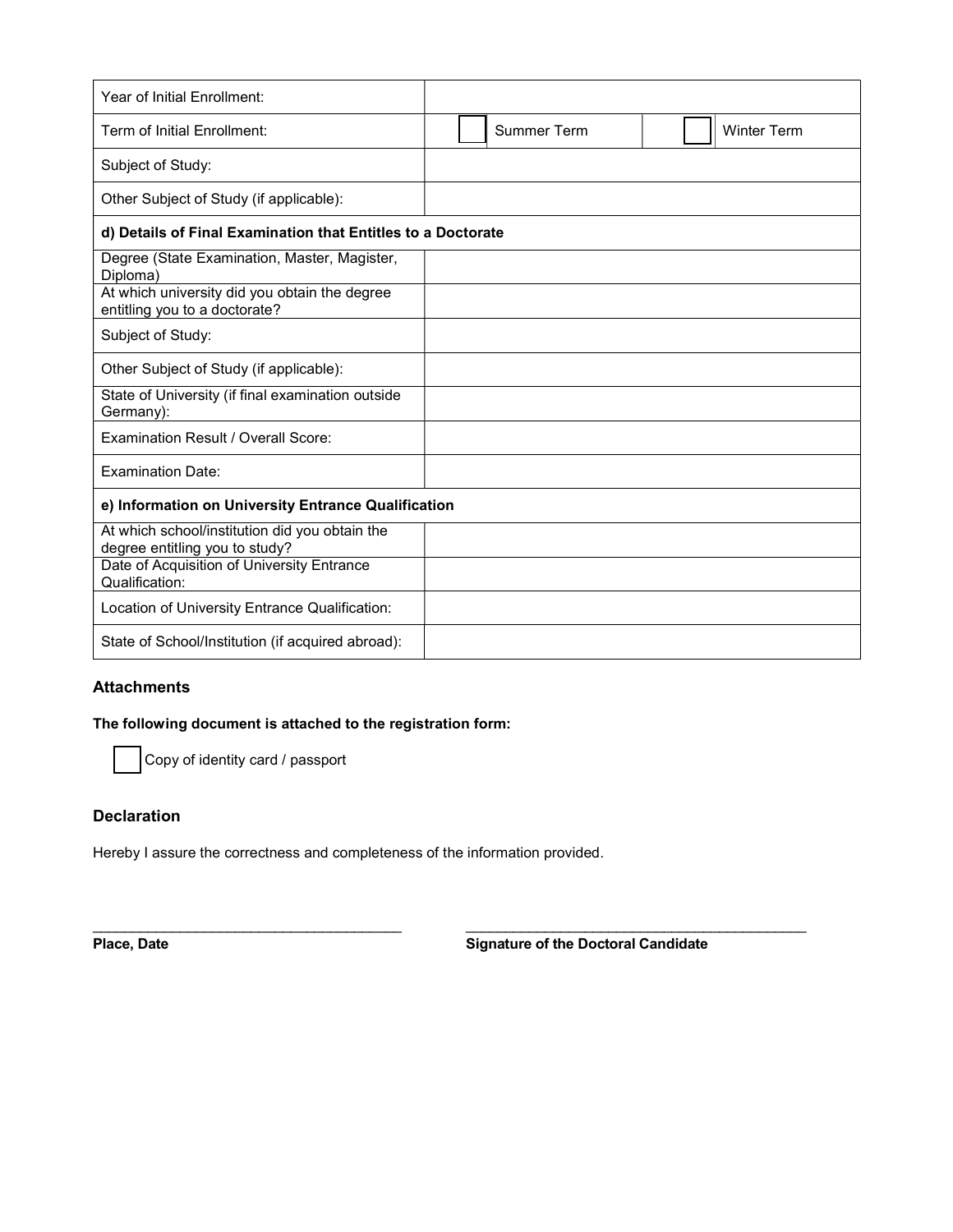| Year of Initial Enrollment: | |
|---|---|
| Term of Initial Enrollment: | ☐ Summer Term ☐ Winter Term |
| Subject of Study: | |
| Other Subject of Study (if applicable): | |
| **d) Details of Final Examination that Entitles to a Doctorate** | |
| Degree (State Examination, Master, Magister, Diploma) | |
| At which university did you obtain the degree entitling you to a doctorate? | |
| Subject of Study: | |
| Other Subject of Study (if applicable): | |
| State of University (if final examination outside Germany): | |
| Examination Result / Overall Score: | |
| Examination Date: | |
| **e) Information on University Entrance Qualification** | |
| At which school/institution did you obtain the degree entitling you to study? | |
| Date of Acquisition of University Entrance Qualification: | |
| Location of University Entrance Qualification: | |
| State of School/Institution (if acquired abroad): | |

### Attachments

**The following document is attached to the registration form:**

☐ Copy of identity card / passport

### Declaration

Hereby I assure the correctness and completeness of the information provided.

_______________________________________ _____________________________________________

**Place, Date** **Signature of the Doctoral Candidate**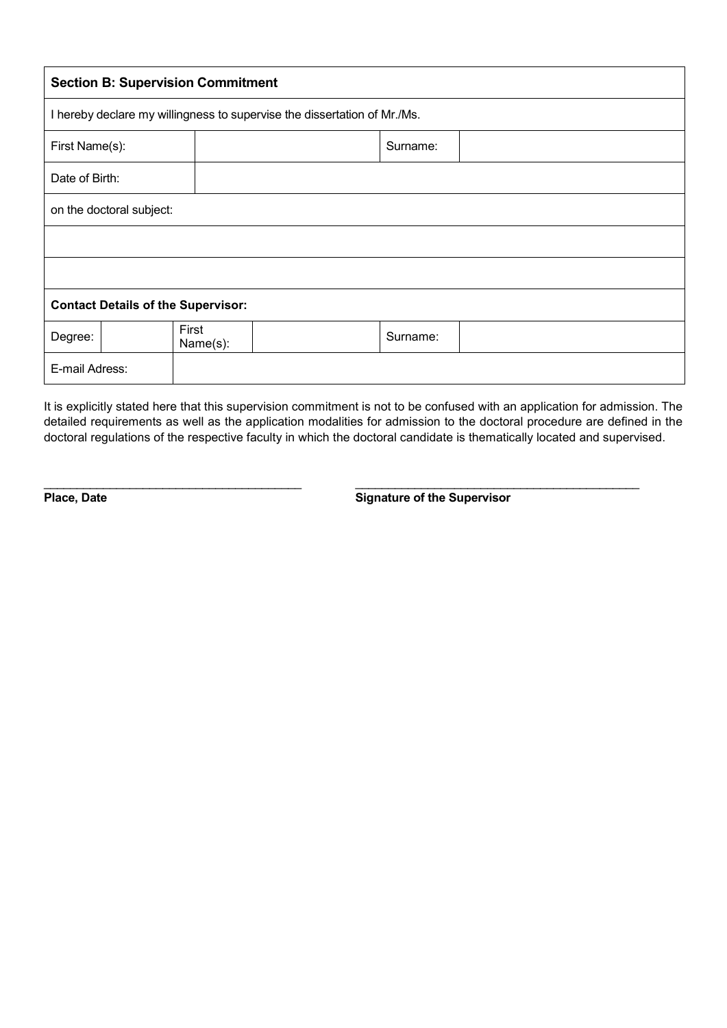| **Section B: Supervision Commitment** | | | | | |
|---|---|---|---|---|---|
| I hereby declare my willingness to supervise the dissertation of Mr./Ms. | | | | | |
| First Name(s): | | | | Surname: | |
| Date of Birth: | | | | | |
| on the doctoral subject: | | | | | |
| | | | | | |
| | | | | | |
| **Contact Details of the Supervisor:** | | | | | |
| Degree: | | First Name(s): | | Surname: | |
| E-mail Adress: | | | | | |

It is explicitly stated here that this supervision commitment is not to be confused with an application for admission. The detailed requirements as well as the application modalities for admission to the doctoral procedure are defined in the doctoral regulations of the respective faculty in which the doctoral candidate is thematically located and supervised.

\_\_\_\_\_\_\_\_\_\_\_\_\_\_\_\_\_\_\_\_\_\_\_\_\_\_\_\_\_\_\_\_\_\_\_\_\_\_\_ \_\_\_\_\_\_\_\_\_\_\_\_\_\_\_\_\_\_\_\_\_\_\_\_\_\_\_\_\_\_\_\_\_\_\_\_\_\_\_\_\_\_\_

**Place, Date** **Signature of the Supervisor**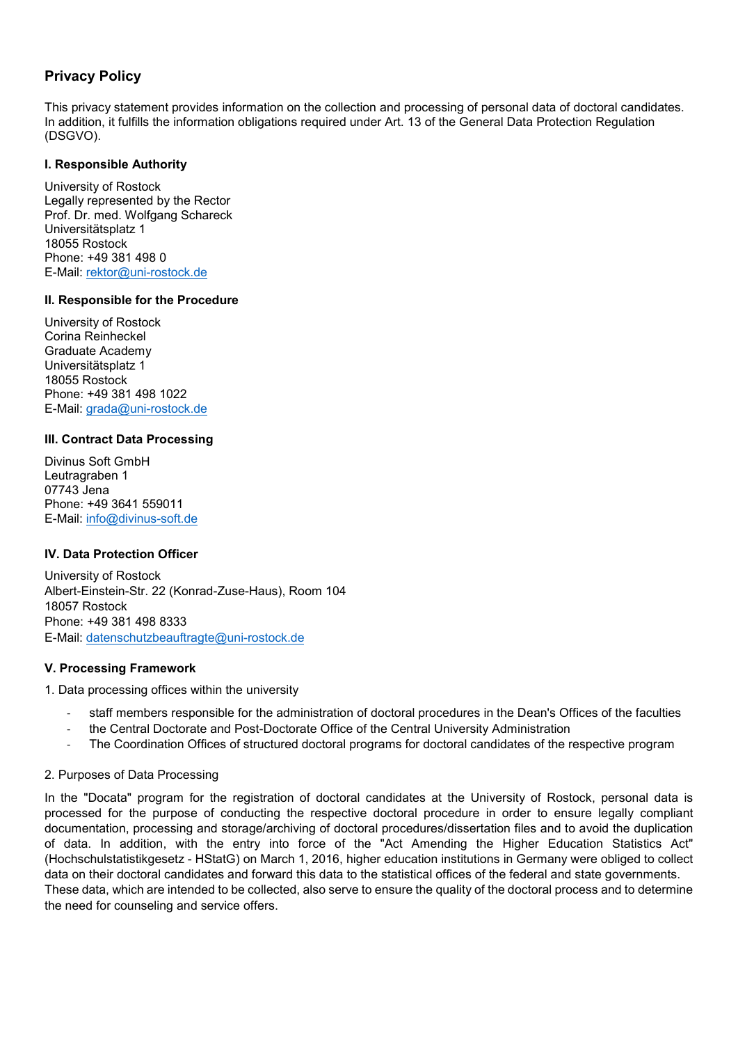## Privacy Policy

This privacy statement provides information on the collection and processing of personal data of doctoral candidates. In addition, it fulfills the information obligations required under Art. 13 of the General Data Protection Regulation (DSGVO).

### I. Responsible Authority

University of Rostock
Legally represented by the Rector
Prof. Dr. med. Wolfgang Schareck
Universitätsplatz 1
18055 Rostock
Phone: +49 381 498 0
E-Mail: rektor@uni-rostock.de

### II. Responsible for the Procedure

University of Rostock
Corina Reinheckel
Graduate Academy
Universitätsplatz 1
18055 Rostock
Phone: +49 381 498 1022
E-Mail: grada@uni-rostock.de

### III. Contract Data Processing

Divinus Soft GmbH
Leutragraben 1
07743 Jena
Phone: +49 3641 559011
E-Mail: info@divinus-soft.de

### IV. Data Protection Officer

University of Rostock
Albert-Einstein-Str. 22 (Konrad-Zuse-Haus), Room 104
18057 Rostock
Phone: +49 381 498 8333
E-Mail: datenschutzbeauftragte@uni-rostock.de

### V. Processing Framework

1. Data processing offices within the university

- staff members responsible for the administration of doctoral procedures in the Dean's Offices of the faculties
- the Central Doctorate and Post-Doctorate Office of the Central University Administration
- The Coordination Offices of structured doctoral programs for doctoral candidates of the respective program

2. Purposes of Data Processing

In the "Docata" program for the registration of doctoral candidates at the University of Rostock, personal data is processed for the purpose of conducting the respective doctoral procedure in order to ensure legally compliant documentation, processing and storage/archiving of doctoral procedures/dissertation files and to avoid the duplication of data. In addition, with the entry into force of the "Act Amending the Higher Education Statistics Act" (Hochschulstatistikgesetz - HStatG) on March 1, 2016, higher education institutions in Germany were obliged to collect data on their doctoral candidates and forward this data to the statistical offices of the federal and state governments. These data, which are intended to be collected, also serve to ensure the quality of the doctoral process and to determine the need for counseling and service offers.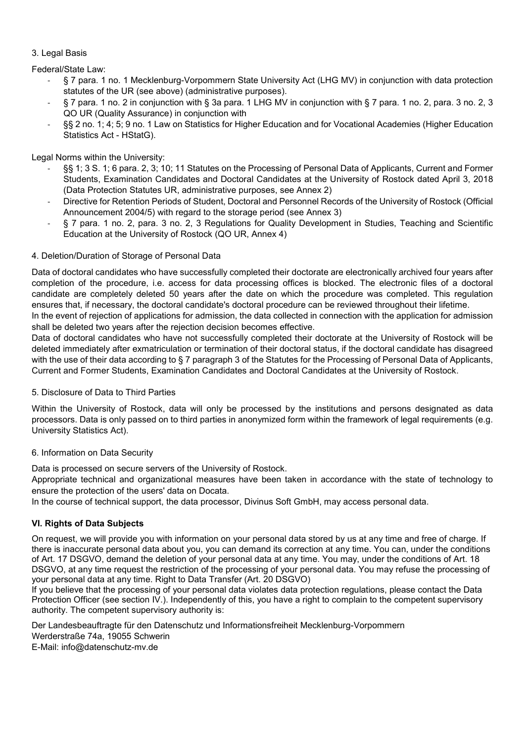3. Legal Basis

Federal/State Law:

- § 7 para. 1 no. 1 Mecklenburg-Vorpommern State University Act (LHG MV) in conjunction with data protection statutes of the UR (see above) (administrative purposes).
- § 7 para. 1 no. 2 in conjunction with § 3a para. 1 LHG MV in conjunction with § 7 para. 1 no. 2, para. 3 no. 2, 3 QO UR (Quality Assurance) in conjunction with
- §§ 2 no. 1; 4; 5; 9 no. 1 Law on Statistics for Higher Education and for Vocational Academies (Higher Education Statistics Act - HStatG).

Legal Norms within the University:

- §§ 1; 3 S. 1; 6 para. 2, 3; 10; 11 Statutes on the Processing of Personal Data of Applicants, Current and Former Students, Examination Candidates and Doctoral Candidates at the University of Rostock dated April 3, 2018 (Data Protection Statutes UR, administrative purposes, see Annex 2)
- Directive for Retention Periods of Student, Doctoral and Personnel Records of the University of Rostock (Official Announcement 2004/5) with regard to the storage period (see Annex 3)
- § 7 para. 1 no. 2, para. 3 no. 2, 3 Regulations for Quality Development in Studies, Teaching and Scientific Education at the University of Rostock (QO UR, Annex 4)

4. Deletion/Duration of Storage of Personal Data

Data of doctoral candidates who have successfully completed their doctorate are electronically archived four years after completion of the procedure, i.e. access for data processing offices is blocked. The electronic files of a doctoral candidate are completely deleted 50 years after the date on which the procedure was completed. This regulation ensures that, if necessary, the doctoral candidate's doctoral procedure can be reviewed throughout their lifetime.
In the event of rejection of applications for admission, the data collected in connection with the application for admission shall be deleted two years after the rejection decision becomes effective.
Data of doctoral candidates who have not successfully completed their doctorate at the University of Rostock will be deleted immediately after exmatriculation or termination of their doctoral status, if the doctoral candidate has disagreed with the use of their data according to § 7 paragraph 3 of the Statutes for the Processing of Personal Data of Applicants, Current and Former Students, Examination Candidates and Doctoral Candidates at the University of Rostock.

5. Disclosure of Data to Third Parties

Within the University of Rostock, data will only be processed by the institutions and persons designated as data processors. Data is only passed on to third parties in anonymized form within the framework of legal requirements (e.g. University Statistics Act).

6. Information on Data Security

Data is processed on secure servers of the University of Rostock.
Appropriate technical and organizational measures have been taken in accordance with the state of technology to ensure the protection of the users' data on Docata.
In the course of technical support, the data processor, Divinus Soft GmbH, may access personal data.

## VI. Rights of Data Subjects

On request, we will provide you with information on your personal data stored by us at any time and free of charge. If there is inaccurate personal data about you, you can demand its correction at any time. You can, under the conditions of Art. 17 DSGVO, demand the deletion of your personal data at any time. You may, under the conditions of Art. 18 DSGVO, at any time request the restriction of the processing of your personal data. You may refuse the processing of your personal data at any time. Right to Data Transfer (Art. 20 DSGVO)
If you believe that the processing of your personal data violates data protection regulations, please contact the Data Protection Officer (see section IV.). Independently of this, you have a right to complain to the competent supervisory authority. The competent supervisory authority is:

Der Landesbeauftragte für den Datenschutz und Informationsfreiheit Mecklenburg-Vorpommern
Werderstraße 74a, 19055 Schwerin
E-Mail: info@datenschutz-mv.de